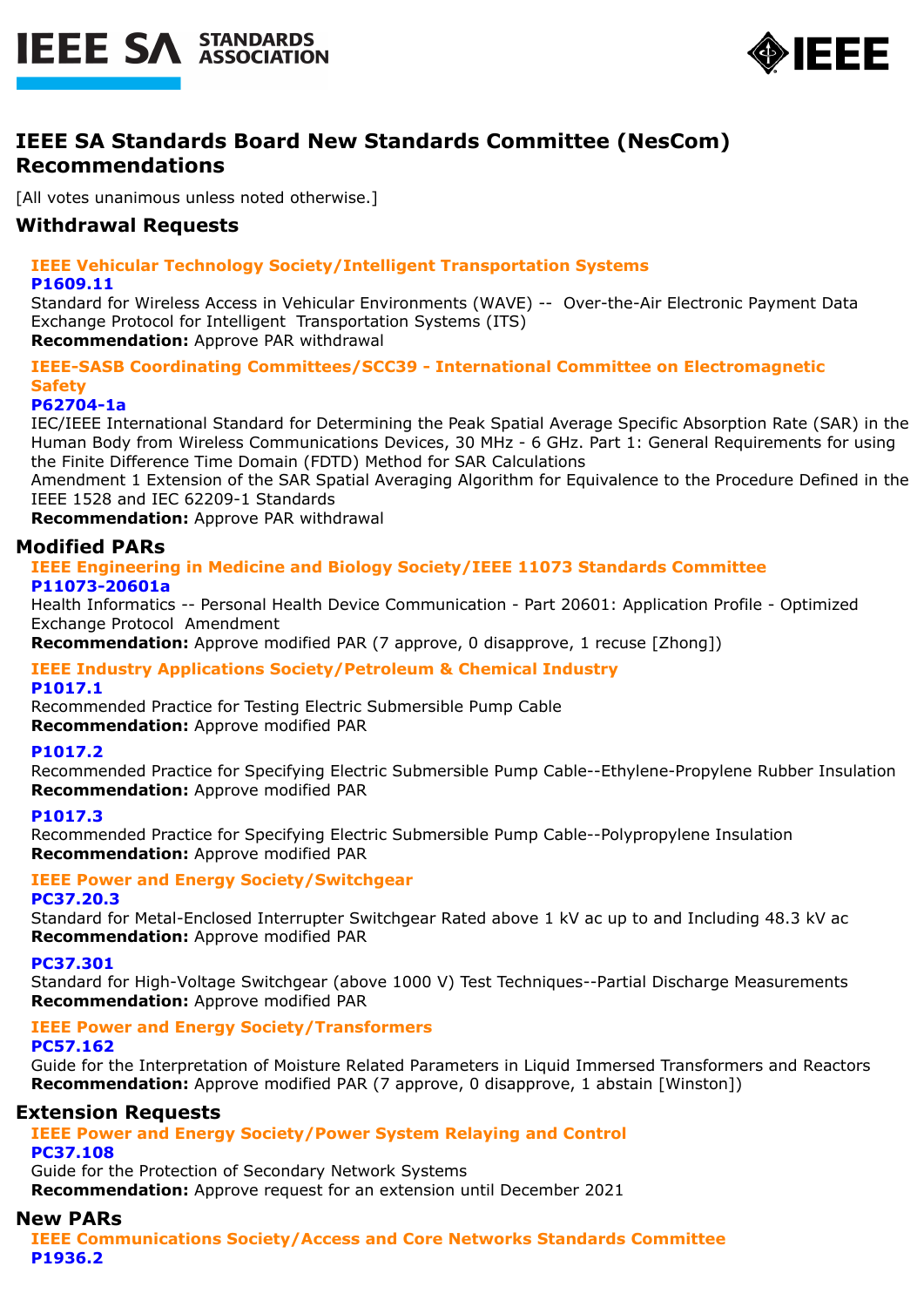# IEEE SA Standards Board New Standards Committee (NesCom) Recommendations

[All votes unanimous unless noted otherwise.]

## Withdrawal Requests

### IEEE Vehicular Technology Society/Intelligent Transportation Systems

**P1609.11**

Standard for Wireless Access in Vehicular Environments (WAVE) -- Over-the-Air Electronic Payment Data Exchange Protocol for Intelligent Transportation Systems (ITS)

**Recommendation:** Approve PAR withdrawal

### IEEE-SASB Coordinating Committees/SCC39 - International Committee on Electromagnetic Safety

**P62704-1a**

IEC/IEEE International Standard for Determining the Peak Spatial Average Specific Absorption Rate (SAR) in the Human Body from Wireless Communications Devices, 30 MHz - 6 GHz. Part 1: General Requirements for using the Finite Difference Time Domain (FDTD) Method for SAR Calculations

Amendment 1 Extension of the SAR Spatial Averaging Algorithm for Equivalence to the Procedure Defined in the IEEE 1528 and IEC 62209-1 Standards

**Recommendation:** Approve PAR withdrawal

## Modified PARs

### IEEE Engineering in Medicine and Biology Society/IEEE 11073 Standards Committee

**P11073-20601a**

Health Informatics -- Personal Health Device Communication - Part 20601: Application Profile - Optimized Exchange Protocol Amendment

**Recommendation:** Approve modified PAR (7 approve, 0 disapprove, 1 recuse [Zhong])

### IEEE Industry Applications Society/Petroleum & Chemical Industry

**P1017.1**

Recommended Practice for Testing Electric Submersible Pump Cable

**Recommendation:** Approve modified PAR

**P1017.2**

Recommended Practice for Specifying Electric Submersible Pump Cable--Ethylene-Propylene Rubber Insulation

**Recommendation:** Approve modified PAR

**P1017.3**

Recommended Practice for Specifying Electric Submersible Pump Cable--Polypropylene Insulation

**Recommendation:** Approve modified PAR

### IEEE Power and Energy Society/Switchgear

**PC37.20.3**

Standard for Metal-Enclosed Interrupter Switchgear Rated above 1 kV ac up to and Including 48.3 kV ac

**Recommendation:** Approve modified PAR

**PC37.301**

Standard for High-Voltage Switchgear (above 1000 V) Test Techniques--Partial Discharge Measurements

**Recommendation:** Approve modified PAR

### IEEE Power and Energy Society/Transformers

**PC57.162**

Guide for the Interpretation of Moisture Related Parameters in Liquid Immersed Transformers and Reactors

**Recommendation:** Approve modified PAR (7 approve, 0 disapprove, 1 abstain [Winston])

## Extension Requests

### IEEE Power and Energy Society/Power System Relaying and Control

**PC37.108**

Guide for the Protection of Secondary Network Systems

**Recommendation:** Approve request for an extension until December 2021

## New PARs

### IEEE Communications Society/Access and Core Networks Standards Committee

**P1936.2**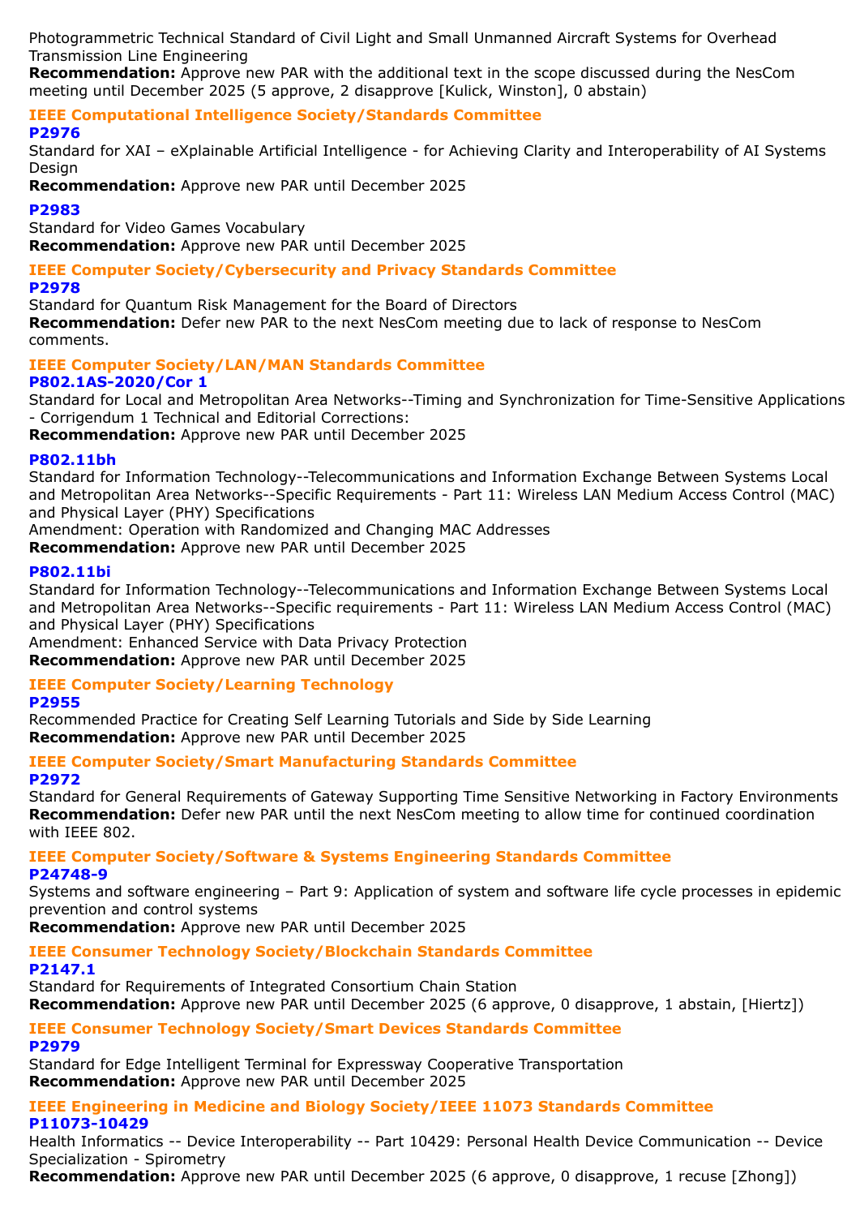Photogrammetric Technical Standard of Civil Light and Small Unmanned Aircraft Systems for Overhead Transmission Line Engineering
**Recommendation:** Approve new PAR with the additional text in the scope discussed during the NesCom meeting until December 2025 (5 approve, 2 disapprove [Kulick, Winston], 0 abstain)

### IEEE Computational Intelligence Society/Standards Committee

**P2976**
Standard for XAI – eXplainable Artificial Intelligence - for Achieving Clarity and Interoperability of AI Systems Design
**Recommendation:** Approve new PAR until December 2025

**P2983**
Standard for Video Games Vocabulary
**Recommendation:** Approve new PAR until December 2025

### IEEE Computer Society/Cybersecurity and Privacy Standards Committee

**P2978**
Standard for Quantum Risk Management for the Board of Directors
**Recommendation:** Defer new PAR to the next NesCom meeting due to lack of response to NesCom comments.

### IEEE Computer Society/LAN/MAN Standards Committee

**P802.1AS-2020/Cor 1**
Standard for Local and Metropolitan Area Networks--Timing and Synchronization for Time-Sensitive Applications - Corrigendum 1 Technical and Editorial Corrections:
**Recommendation:** Approve new PAR until December 2025

**P802.11bh**
Standard for Information Technology--Telecommunications and Information Exchange Between Systems Local and Metropolitan Area Networks--Specific Requirements - Part 11: Wireless LAN Medium Access Control (MAC) and Physical Layer (PHY) Specifications
Amendment: Operation with Randomized and Changing MAC Addresses
**Recommendation:** Approve new PAR until December 2025

**P802.11bi**
Standard for Information Technology--Telecommunications and Information Exchange Between Systems Local and Metropolitan Area Networks--Specific requirements - Part 11: Wireless LAN Medium Access Control (MAC) and Physical Layer (PHY) Specifications
Amendment: Enhanced Service with Data Privacy Protection
**Recommendation:** Approve new PAR until December 2025

### IEEE Computer Society/Learning Technology

**P2955**
Recommended Practice for Creating Self Learning Tutorials and Side by Side Learning
**Recommendation:** Approve new PAR until December 2025

### IEEE Computer Society/Smart Manufacturing Standards Committee

**P2972**
Standard for General Requirements of Gateway Supporting Time Sensitive Networking in Factory Environments
**Recommendation:** Defer new PAR until the next NesCom meeting to allow time for continued coordination with IEEE 802.

### IEEE Computer Society/Software & Systems Engineering Standards Committee

**P24748-9**
Systems and software engineering – Part 9: Application of system and software life cycle processes in epidemic prevention and control systems
**Recommendation:** Approve new PAR until December 2025

### IEEE Consumer Technology Society/Blockchain Standards Committee

**P2147.1**
Standard for Requirements of Integrated Consortium Chain Station
**Recommendation:** Approve new PAR until December 2025 (6 approve, 0 disapprove, 1 abstain, [Hiertz])

### IEEE Consumer Technology Society/Smart Devices Standards Committee

**P2979**
Standard for Edge Intelligent Terminal for Expressway Cooperative Transportation
**Recommendation:** Approve new PAR until December 2025

### IEEE Engineering in Medicine and Biology Society/IEEE 11073 Standards Committee

**P11073-10429**
Health Informatics -- Device Interoperability -- Part 10429: Personal Health Device Communication -- Device Specialization - Spirometry
**Recommendation:** Approve new PAR until December 2025 (6 approve, 0 disapprove, 1 recuse [Zhong])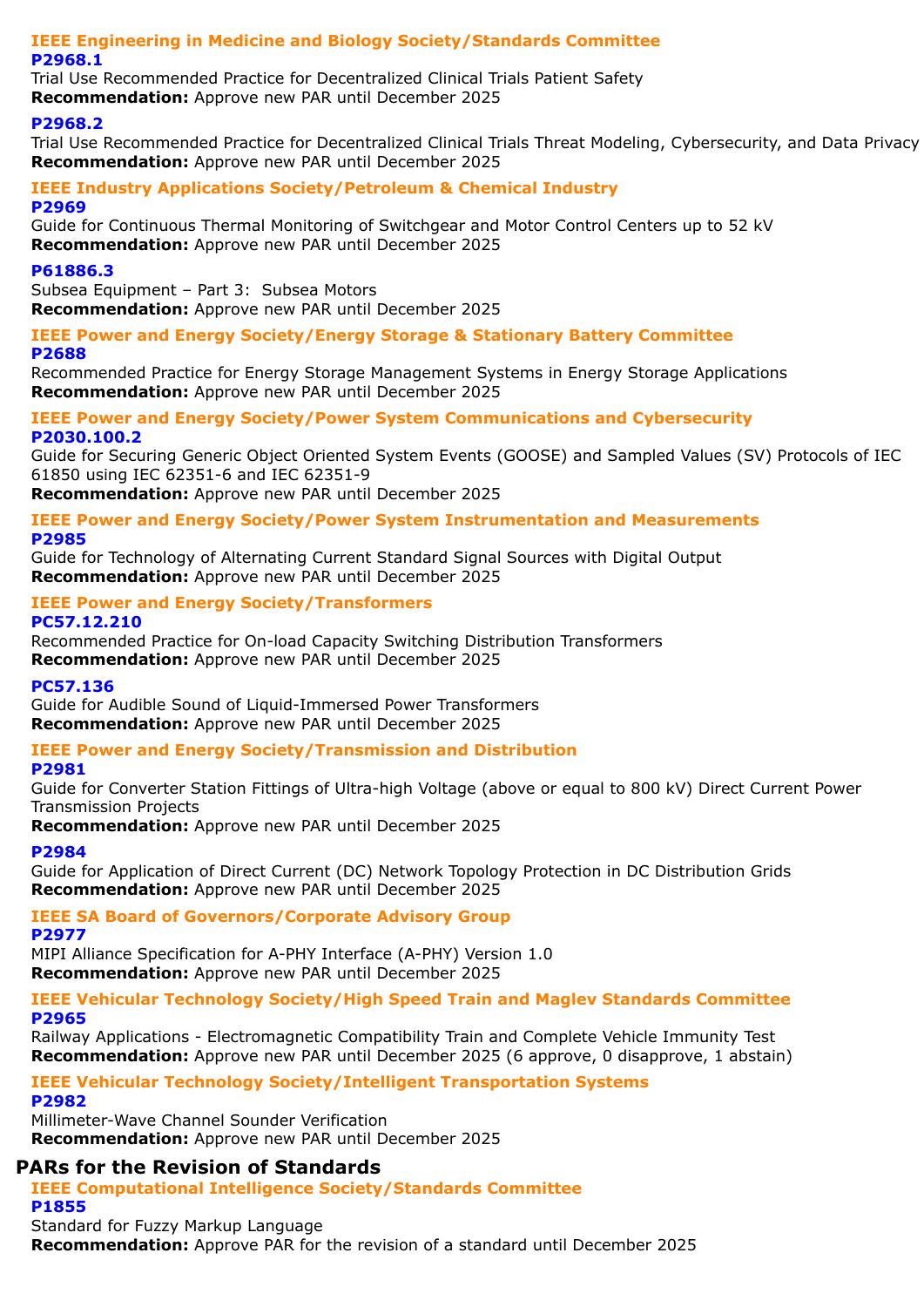### IEEE Engineering in Medicine and Biology Society/Standards Committee

**P2968.1**

Trial Use Recommended Practice for Decentralized Clinical Trials Patient Safety

**Recommendation:** Approve new PAR until December 2025

**P2968.2**

Trial Use Recommended Practice for Decentralized Clinical Trials Threat Modeling, Cybersecurity, and Data Privacy

**Recommendation:** Approve new PAR until December 2025

### IEEE Industry Applications Society/Petroleum & Chemical Industry

**P2969**

Guide for Continuous Thermal Monitoring of Switchgear and Motor Control Centers up to 52 kV

**Recommendation:** Approve new PAR until December 2025

**P61886.3**

Subsea Equipment – Part 3: Subsea Motors

**Recommendation:** Approve new PAR until December 2025

### IEEE Power and Energy Society/Energy Storage & Stationary Battery Committee

**P2688**

Recommended Practice for Energy Storage Management Systems in Energy Storage Applications

**Recommendation:** Approve new PAR until December 2025

### IEEE Power and Energy Society/Power System Communications and Cybersecurity

**P2030.100.2**

Guide for Securing Generic Object Oriented System Events (GOOSE) and Sampled Values (SV) Protocols of IEC 61850 using IEC 62351-6 and IEC 62351-9

**Recommendation:** Approve new PAR until December 2025

### IEEE Power and Energy Society/Power System Instrumentation and Measurements

**P2985**

Guide for Technology of Alternating Current Standard Signal Sources with Digital Output

**Recommendation:** Approve new PAR until December 2025

### IEEE Power and Energy Society/Transformers

**PC57.12.210**

Recommended Practice for On-load Capacity Switching Distribution Transformers

**Recommendation:** Approve new PAR until December 2025

**PC57.136**

Guide for Audible Sound of Liquid-Immersed Power Transformers

**Recommendation:** Approve new PAR until December 2025

### IEEE Power and Energy Society/Transmission and Distribution

**P2981**

Guide for Converter Station Fittings of Ultra-high Voltage (above or equal to 800 kV) Direct Current Power Transmission Projects

**Recommendation:** Approve new PAR until December 2025

**P2984**

Guide for Application of Direct Current (DC) Network Topology Protection in DC Distribution Grids

**Recommendation:** Approve new PAR until December 2025

### IEEE SA Board of Governors/Corporate Advisory Group

**P2977**

MIPI Alliance Specification for A-PHY Interface (A-PHY) Version 1.0

**Recommendation:** Approve new PAR until December 2025

### IEEE Vehicular Technology Society/High Speed Train and Maglev Standards Committee

**P2965**

Railway Applications - Electromagnetic Compatibility Train and Complete Vehicle Immunity Test

**Recommendation:** Approve new PAR until December 2025 (6 approve, 0 disapprove, 1 abstain)

### IEEE Vehicular Technology Society/Intelligent Transportation Systems

**P2982**

Millimeter-Wave Channel Sounder Verification

**Recommendation:** Approve new PAR until December 2025

## PARs for the Revision of Standards

### IEEE Computational Intelligence Society/Standards Committee

**P1855**

Standard for Fuzzy Markup Language

**Recommendation:** Approve PAR for the revision of a standard until December 2025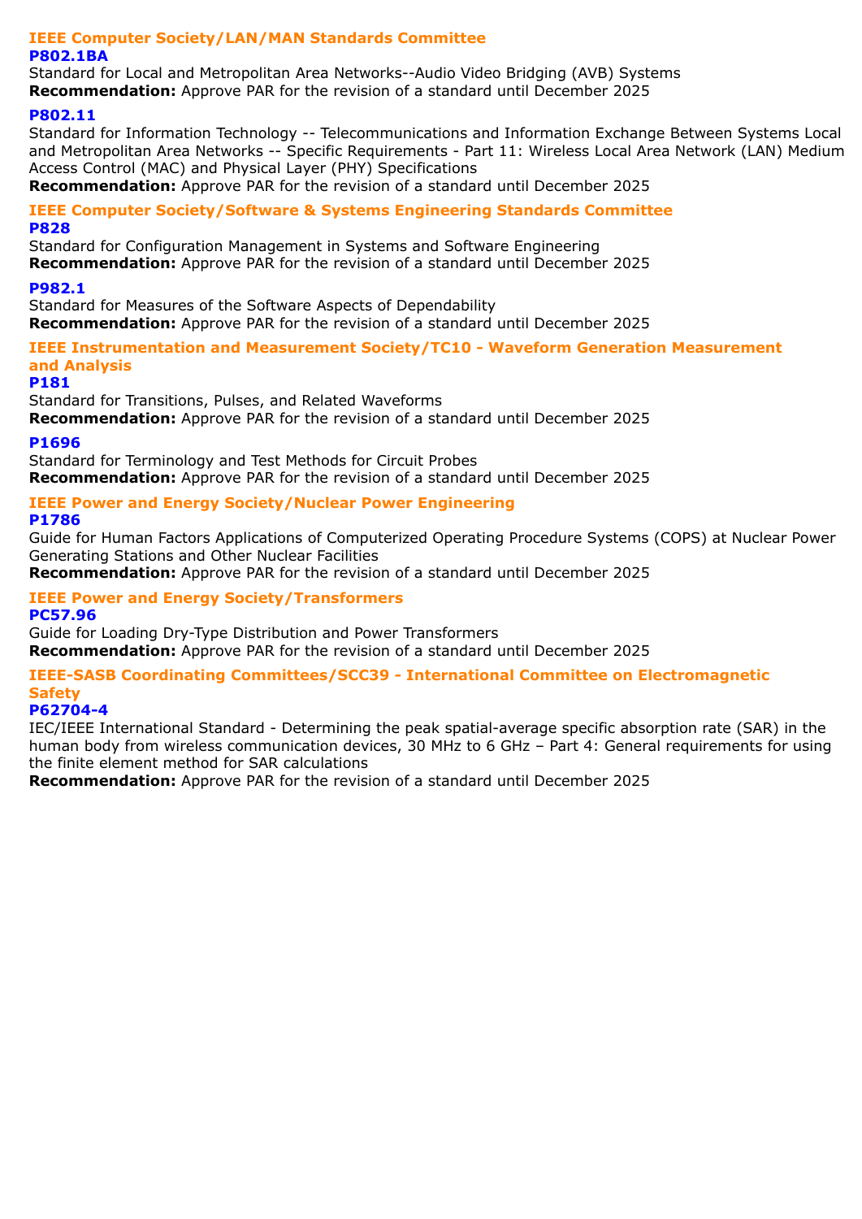## IEEE Computer Society/LAN/MAN Standards Committee

### P802.1BA

Standard for Local and Metropolitan Area Networks--Audio Video Bridging (AVB) Systems

**Recommendation:** Approve PAR for the revision of a standard until December 2025

### P802.11

Standard for Information Technology -- Telecommunications and Information Exchange Between Systems Local and Metropolitan Area Networks -- Specific Requirements - Part 11: Wireless Local Area Network (LAN) Medium Access Control (MAC) and Physical Layer (PHY) Specifications

**Recommendation:** Approve PAR for the revision of a standard until December 2025

## IEEE Computer Society/Software & Systems Engineering Standards Committee

### P828

Standard for Configuration Management in Systems and Software Engineering

**Recommendation:** Approve PAR for the revision of a standard until December 2025

### P982.1

Standard for Measures of the Software Aspects of Dependability

**Recommendation:** Approve PAR for the revision of a standard until December 2025

## IEEE Instrumentation and Measurement Society/TC10 - Waveform Generation Measurement and Analysis

### P181

Standard for Transitions, Pulses, and Related Waveforms

**Recommendation:** Approve PAR for the revision of a standard until December 2025

### P1696

Standard for Terminology and Test Methods for Circuit Probes

**Recommendation:** Approve PAR for the revision of a standard until December 2025

## IEEE Power and Energy Society/Nuclear Power Engineering

### P1786

Guide for Human Factors Applications of Computerized Operating Procedure Systems (COPS) at Nuclear Power Generating Stations and Other Nuclear Facilities

**Recommendation:** Approve PAR for the revision of a standard until December 2025

## IEEE Power and Energy Society/Transformers

### PC57.96

Guide for Loading Dry-Type Distribution and Power Transformers

**Recommendation:** Approve PAR for the revision of a standard until December 2025

## IEEE-SASB Coordinating Committees/SCC39 - International Committee on Electromagnetic Safety

### P62704-4

IEC/IEEE International Standard - Determining the peak spatial-average specific absorption rate (SAR) in the human body from wireless communication devices, 30 MHz to 6 GHz – Part 4: General requirements for using the finite element method for SAR calculations

**Recommendation:** Approve PAR for the revision of a standard until December 2025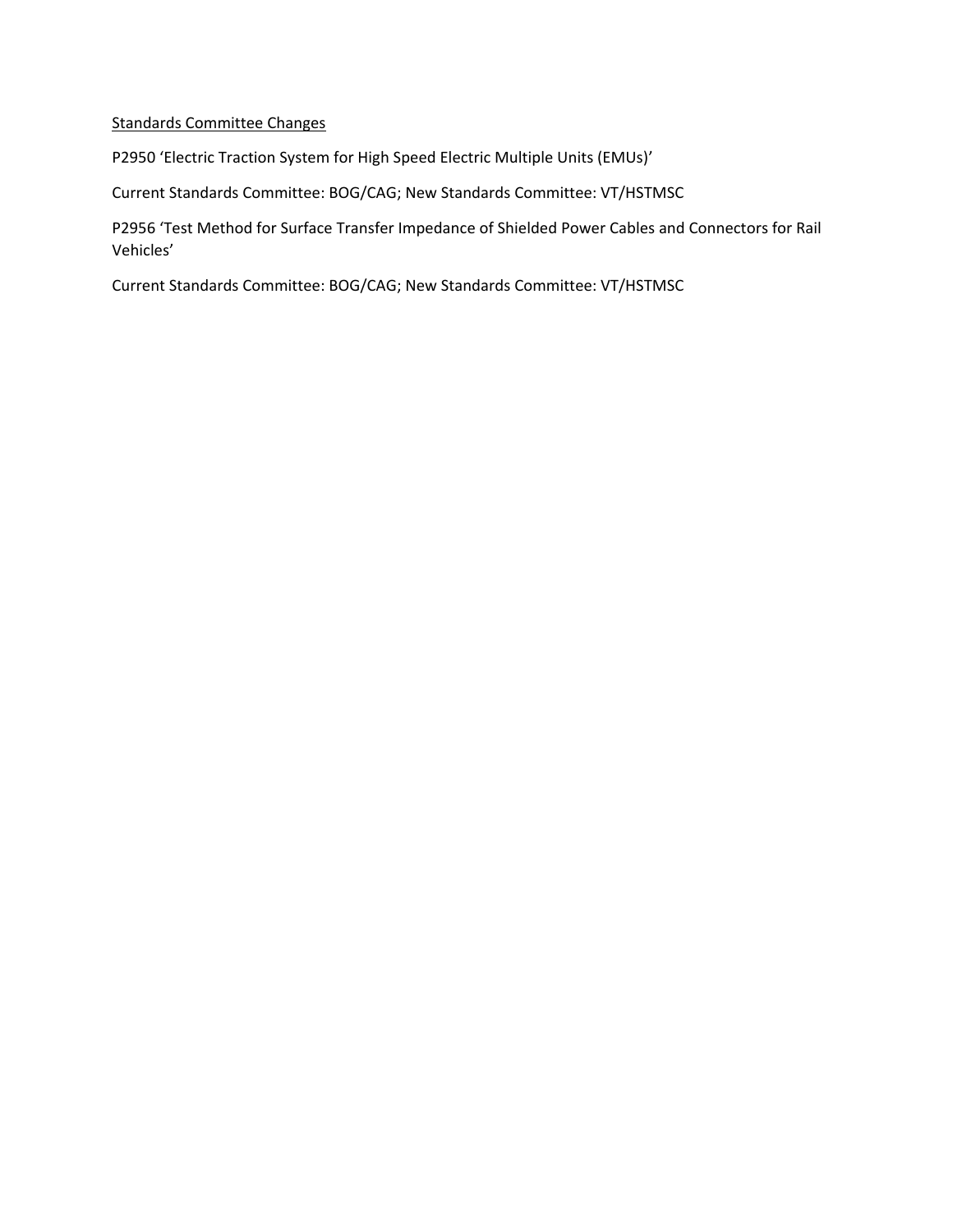<u>Standards Committee Changes</u>

P2950 'Electric Traction System for High Speed Electric Multiple Units (EMUs)'

Current Standards Committee: BOG/CAG; New Standards Committee: VT/HSTMSC

P2956 'Test Method for Surface Transfer Impedance of Shielded Power Cables and Connectors for Rail Vehicles'

Current Standards Committee: BOG/CAG; New Standards Committee: VT/HSTMSC